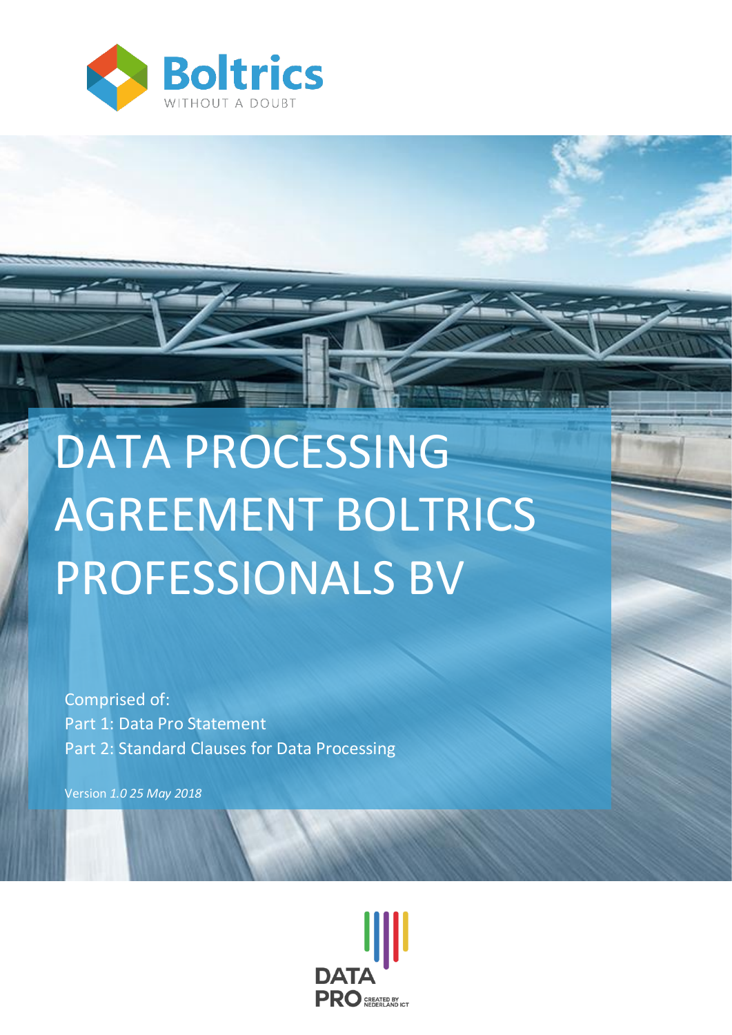# DATA PROCESSING AGREEMENT BOLTRICS PROFESSIONALS BV

Comprised of:
Part 1: Data Pro Statement
Part 2: Standard Clauses for Data Processing

Version *1.0 25 May 2018*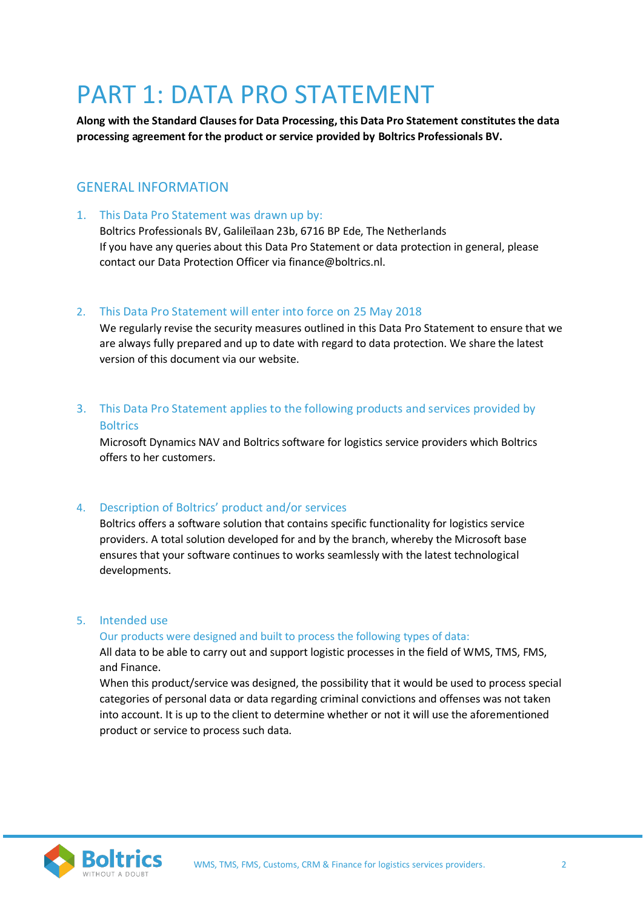# PART 1: DATA PRO STATEMENT

**Along with the Standard Clauses for Data Processing, this Data Pro Statement constitutes the data processing agreement for the product or service provided by Boltrics Professionals BV.**

## GENERAL INFORMATION

### 1. This Data Pro Statement was drawn up by:

Boltrics Professionals BV, Galileïlaan 23b, 6716 BP Ede, The Netherlands
If you have any queries about this Data Pro Statement or data protection in general, please contact our Data Protection Officer via finance@boltrics.nl.

### 2. This Data Pro Statement will enter into force on 25 May 2018

We regularly revise the security measures outlined in this Data Pro Statement to ensure that we are always fully prepared and up to date with regard to data protection. We share the latest version of this document via our website.

### 3. This Data Pro Statement applies to the following products and services provided by Boltrics

Microsoft Dynamics NAV and Boltrics software for logistics service providers which Boltrics offers to her customers.

### 4. Description of Boltrics' product and/or services

Boltrics offers a software solution that contains specific functionality for logistics service providers. A total solution developed for and by the branch, whereby the Microsoft base ensures that your software continues to works seamlessly with the latest technological developments.

### 5. Intended use

#### Our products were designed and built to process the following types of data:

All data to be able to carry out and support logistic processes in the field of WMS, TMS, FMS, and Finance.
When this product/service was designed, the possibility that it would be used to process special categories of personal data or data regarding criminal convictions and offenses was not taken into account. It is up to the client to determine whether or not it will use the aforementioned product or service to process such data.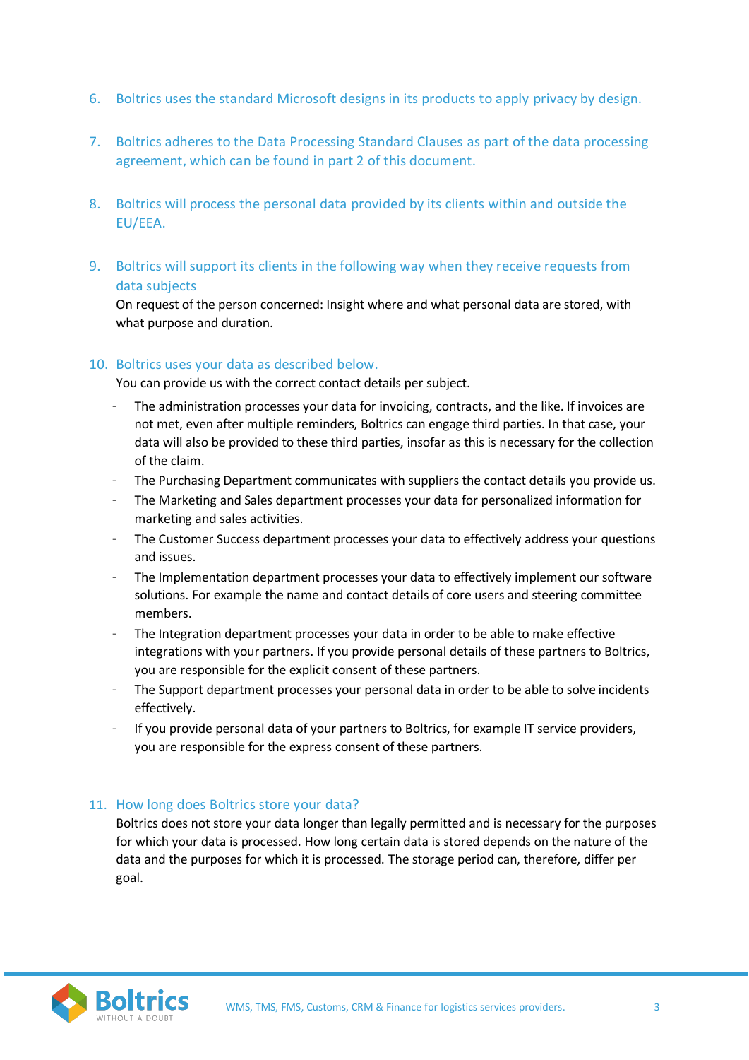6. Boltrics uses the standard Microsoft designs in its products to apply privacy by design.

7. Boltrics adheres to the Data Processing Standard Clauses as part of the data processing agreement, which can be found in part 2 of this document.

8. Boltrics will process the personal data provided by its clients within and outside the EU/EEA.

9. Boltrics will support its clients in the following way when they receive requests from data subjects

   On request of the person concerned: Insight where and what personal data are stored, with what purpose and duration.

10. Boltrics uses your data as described below.

    You can provide us with the correct contact details per subject.

    - The administration processes your data for invoicing, contracts, and the like. If invoices are not met, even after multiple reminders, Boltrics can engage third parties. In that case, your data will also be provided to these third parties, insofar as this is necessary for the collection of the claim.
    - The Purchasing Department communicates with suppliers the contact details you provide us.
    - The Marketing and Sales department processes your data for personalized information for marketing and sales activities.
    - The Customer Success department processes your data to effectively address your questions and issues.
    - The Implementation department processes your data to effectively implement our software solutions. For example the name and contact details of core users and steering committee members.
    - The Integration department processes your data in order to be able to make effective integrations with your partners. If you provide personal details of these partners to Boltrics, you are responsible for the explicit consent of these partners.
    - The Support department processes your personal data in order to be able to solve incidents effectively.
    - If you provide personal data of your partners to Boltrics, for example IT service providers, you are responsible for the express consent of these partners.

11. How long does Boltrics store your data?

    Boltrics does not store your data longer than legally permitted and is necessary for the purposes for which your data is processed. How long certain data is stored depends on the nature of the data and the purposes for which it is processed. The storage period can, therefore, differ per goal.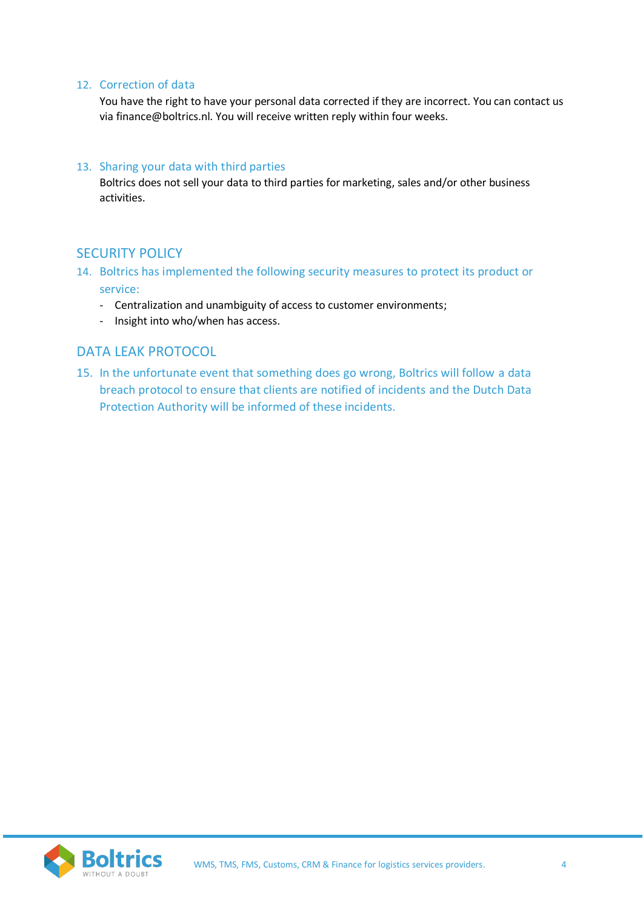### 12. Correction of data

You have the right to have your personal data corrected if they are incorrect. You can contact us via finance@boltrics.nl. You will receive written reply within four weeks.

### 13. Sharing your data with third parties

Boltrics does not sell your data to third parties for marketing, sales and/or other business activities.

## SECURITY POLICY

### 14. Boltrics has implemented the following security measures to protect its product or service:

- Centralization and unambiguity of access to customer environments;
- Insight into who/when has access.

## DATA LEAK PROTOCOL

### 15. In the unfortunate event that something does go wrong, Boltrics will follow a data breach protocol to ensure that clients are notified of incidents and the Dutch Data Protection Authority will be informed of these incidents.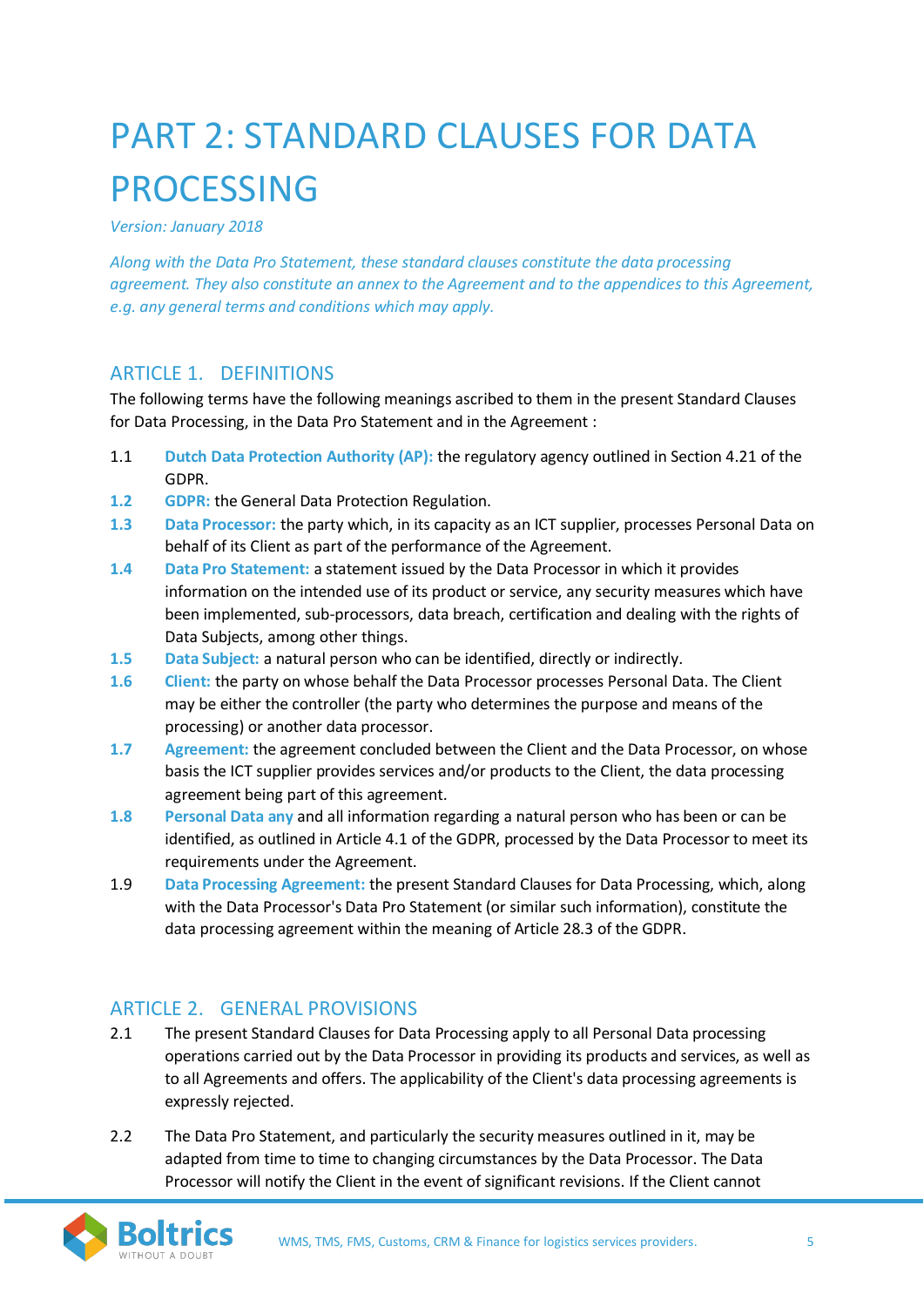# PART 2: STANDARD CLAUSES FOR DATA PROCESSING

*Version: January 2018*

*Along with the Data Pro Statement, these standard clauses constitute the data processing agreement. They also constitute an annex to the Agreement and to the appendices to this Agreement, e.g. any general terms and conditions which may apply.*

## ARTICLE 1. DEFINITIONS

The following terms have the following meanings ascribed to them in the present Standard Clauses for Data Processing, in the Data Pro Statement and in the Agreement :

1.1 **Dutch Data Protection Authority (AP):** the regulatory agency outlined in Section 4.21 of the GDPR.

1.2 **GDPR:** the General Data Protection Regulation.

1.3 **Data Processor:** the party which, in its capacity as an ICT supplier, processes Personal Data on behalf of its Client as part of the performance of the Agreement.

1.4 **Data Pro Statement:** a statement issued by the Data Processor in which it provides information on the intended use of its product or service, any security measures which have been implemented, sub-processors, data breach, certification and dealing with the rights of Data Subjects, among other things.

1.5 **Data Subject:** a natural person who can be identified, directly or indirectly.

1.6 **Client:** the party on whose behalf the Data Processor processes Personal Data. The Client may be either the controller (the party who determines the purpose and means of the processing) or another data processor.

1.7 **Agreement:** the agreement concluded between the Client and the Data Processor, on whose basis the ICT supplier provides services and/or products to the Client, the data processing agreement being part of this agreement.

1.8 **Personal Data any** and all information regarding a natural person who has been or can be identified, as outlined in Article 4.1 of the GDPR, processed by the Data Processor to meet its requirements under the Agreement.

1.9 **Data Processing Agreement:** the present Standard Clauses for Data Processing, which, along with the Data Processor's Data Pro Statement (or similar such information), constitute the data processing agreement within the meaning of Article 28.3 of the GDPR.

## ARTICLE 2. GENERAL PROVISIONS

2.1 The present Standard Clauses for Data Processing apply to all Personal Data processing operations carried out by the Data Processor in providing its products and services, as well as to all Agreements and offers. The applicability of the Client's data processing agreements is expressly rejected.

2.2 The Data Pro Statement, and particularly the security measures outlined in it, may be adapted from time to time to changing circumstances by the Data Processor. The Data Processor will notify the Client in the event of significant revisions. If the Client cannot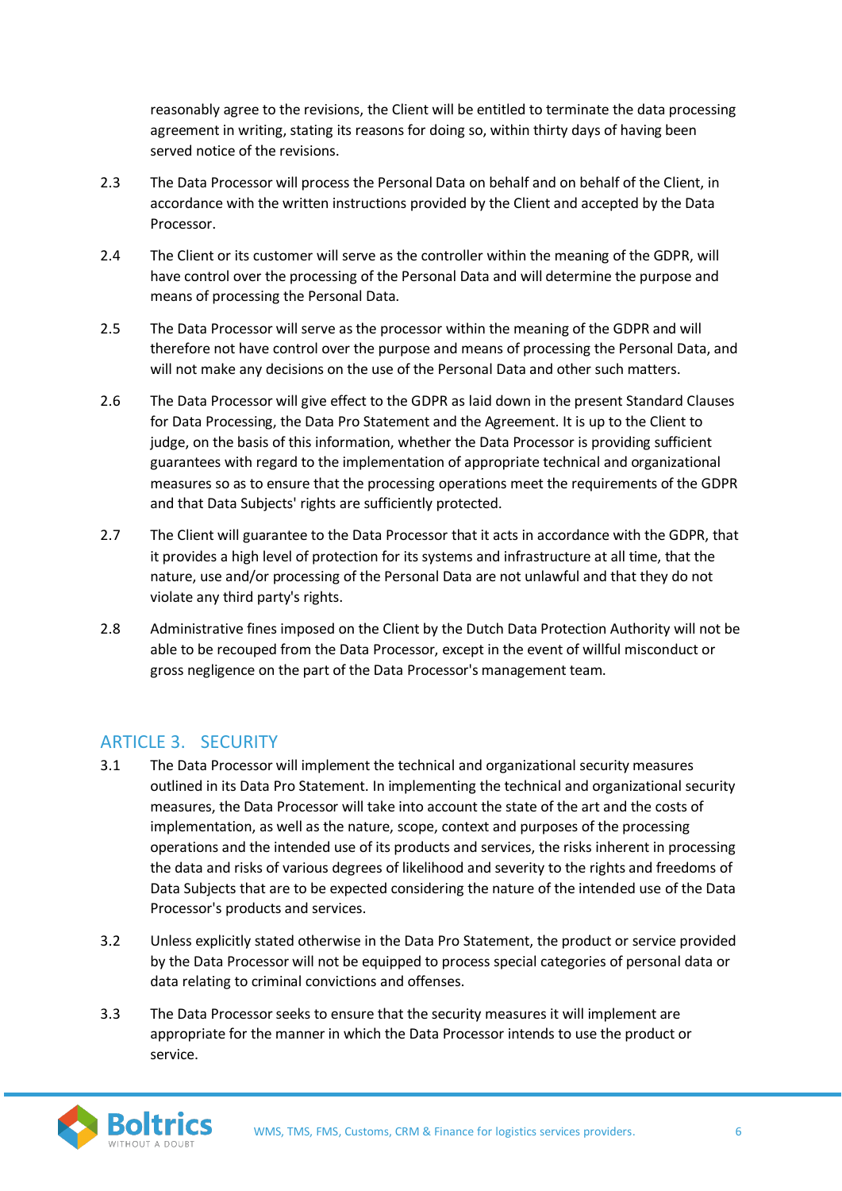reasonably agree to the revisions, the Client will be entitled to terminate the data processing agreement in writing, stating its reasons for doing so, within thirty days of having been served notice of the revisions.

2.3 The Data Processor will process the Personal Data on behalf and on behalf of the Client, in accordance with the written instructions provided by the Client and accepted by the Data Processor.

2.4 The Client or its customer will serve as the controller within the meaning of the GDPR, will have control over the processing of the Personal Data and will determine the purpose and means of processing the Personal Data.

2.5 The Data Processor will serve as the processor within the meaning of the GDPR and will therefore not have control over the purpose and means of processing the Personal Data, and will not make any decisions on the use of the Personal Data and other such matters.

2.6 The Data Processor will give effect to the GDPR as laid down in the present Standard Clauses for Data Processing, the Data Pro Statement and the Agreement. It is up to the Client to judge, on the basis of this information, whether the Data Processor is providing sufficient guarantees with regard to the implementation of appropriate technical and organizational measures so as to ensure that the processing operations meet the requirements of the GDPR and that Data Subjects' rights are sufficiently protected.

2.7 The Client will guarantee to the Data Processor that it acts in accordance with the GDPR, that it provides a high level of protection for its systems and infrastructure at all time, that the nature, use and/or processing of the Personal Data are not unlawful and that they do not violate any third party's rights.

2.8 Administrative fines imposed on the Client by the Dutch Data Protection Authority will not be able to be recouped from the Data Processor, except in the event of willful misconduct or gross negligence on the part of the Data Processor's management team.

## ARTICLE 3. SECURITY

3.1 The Data Processor will implement the technical and organizational security measures outlined in its Data Pro Statement. In implementing the technical and organizational security measures, the Data Processor will take into account the state of the art and the costs of implementation, as well as the nature, scope, context and purposes of the processing operations and the intended use of its products and services, the risks inherent in processing the data and risks of various degrees of likelihood and severity to the rights and freedoms of Data Subjects that are to be expected considering the nature of the intended use of the Data Processor's products and services.

3.2 Unless explicitly stated otherwise in the Data Pro Statement, the product or service provided by the Data Processor will not be equipped to process special categories of personal data or data relating to criminal convictions and offenses.

3.3 The Data Processor seeks to ensure that the security measures it will implement are appropriate for the manner in which the Data Processor intends to use the product or service.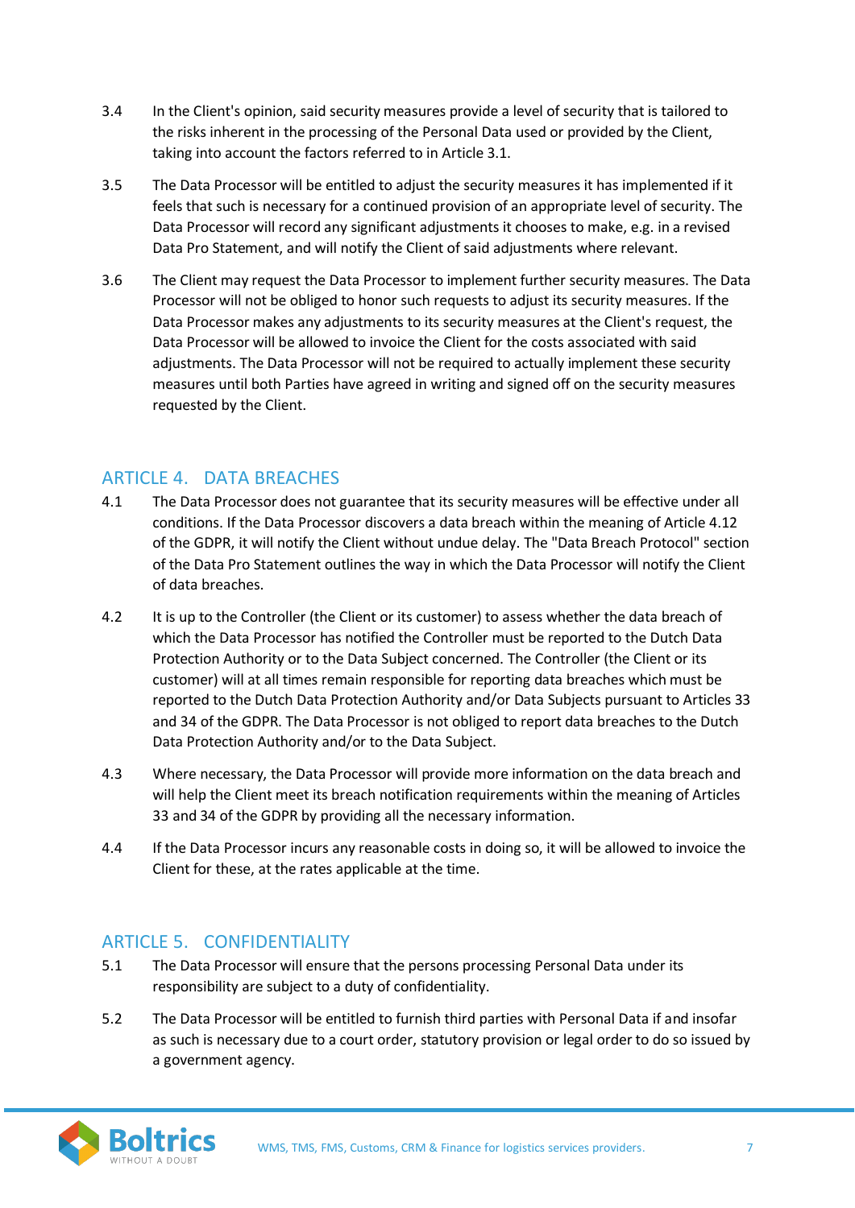3.4 In the Client's opinion, said security measures provide a level of security that is tailored to the risks inherent in the processing of the Personal Data used or provided by the Client, taking into account the factors referred to in Article 3.1.

3.5 The Data Processor will be entitled to adjust the security measures it has implemented if it feels that such is necessary for a continued provision of an appropriate level of security. The Data Processor will record any significant adjustments it chooses to make, e.g. in a revised Data Pro Statement, and will notify the Client of said adjustments where relevant.

3.6 The Client may request the Data Processor to implement further security measures. The Data Processor will not be obliged to honor such requests to adjust its security measures. If the Data Processor makes any adjustments to its security measures at the Client's request, the Data Processor will be allowed to invoice the Client for the costs associated with said adjustments. The Data Processor will not be required to actually implement these security measures until both Parties have agreed in writing and signed off on the security measures requested by the Client.

## ARTICLE 4. DATA BREACHES

4.1 The Data Processor does not guarantee that its security measures will be effective under all conditions. If the Data Processor discovers a data breach within the meaning of Article 4.12 of the GDPR, it will notify the Client without undue delay. The "Data Breach Protocol" section of the Data Pro Statement outlines the way in which the Data Processor will notify the Client of data breaches.

4.2 It is up to the Controller (the Client or its customer) to assess whether the data breach of which the Data Processor has notified the Controller must be reported to the Dutch Data Protection Authority or to the Data Subject concerned. The Controller (the Client or its customer) will at all times remain responsible for reporting data breaches which must be reported to the Dutch Data Protection Authority and/or Data Subjects pursuant to Articles 33 and 34 of the GDPR. The Data Processor is not obliged to report data breaches to the Dutch Data Protection Authority and/or to the Data Subject.

4.3 Where necessary, the Data Processor will provide more information on the data breach and will help the Client meet its breach notification requirements within the meaning of Articles 33 and 34 of the GDPR by providing all the necessary information.

4.4 If the Data Processor incurs any reasonable costs in doing so, it will be allowed to invoice the Client for these, at the rates applicable at the time.

## ARTICLE 5. CONFIDENTIALITY

5.1 The Data Processor will ensure that the persons processing Personal Data under its responsibility are subject to a duty of confidentiality.

5.2 The Data Processor will be entitled to furnish third parties with Personal Data if and insofar as such is necessary due to a court order, statutory provision or legal order to do so issued by a government agency.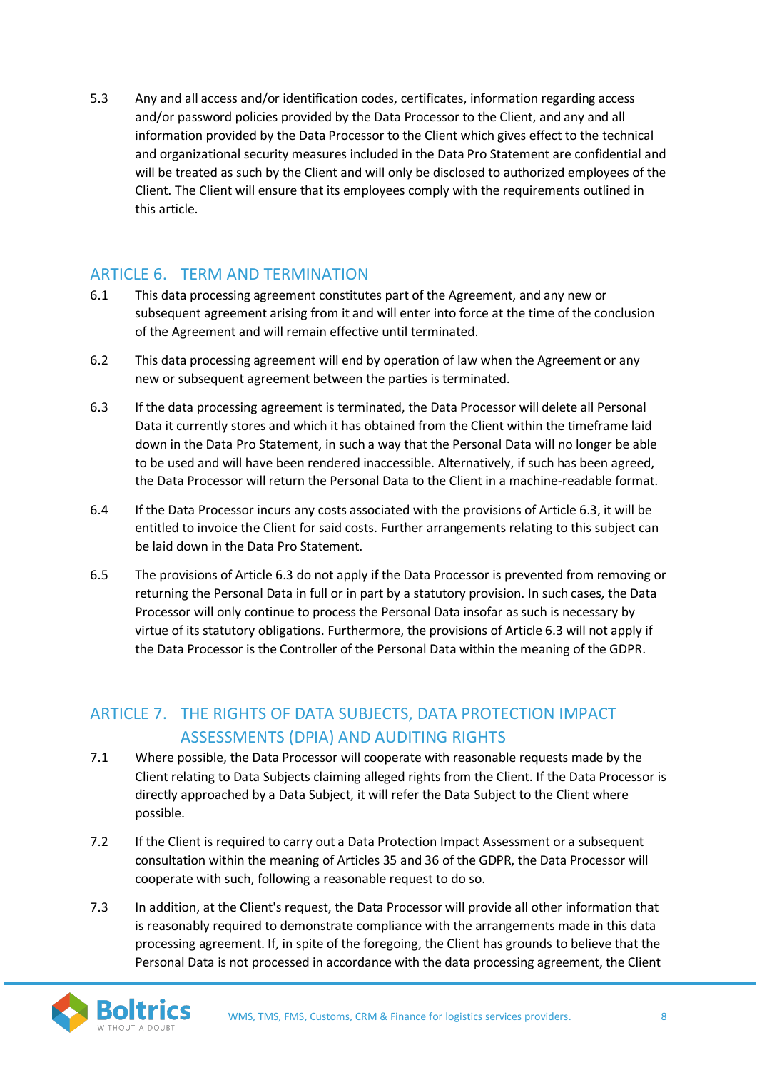5.3 Any and all access and/or identification codes, certificates, information regarding access and/or password policies provided by the Data Processor to the Client, and any and all information provided by the Data Processor to the Client which gives effect to the technical and organizational security measures included in the Data Pro Statement are confidential and will be treated as such by the Client and will only be disclosed to authorized employees of the Client. The Client will ensure that its employees comply with the requirements outlined in this article.

## ARTICLE 6. TERM AND TERMINATION

6.1 This data processing agreement constitutes part of the Agreement, and any new or subsequent agreement arising from it and will enter into force at the time of the conclusion of the Agreement and will remain effective until terminated.

6.2 This data processing agreement will end by operation of law when the Agreement or any new or subsequent agreement between the parties is terminated.

6.3 If the data processing agreement is terminated, the Data Processor will delete all Personal Data it currently stores and which it has obtained from the Client within the timeframe laid down in the Data Pro Statement, in such a way that the Personal Data will no longer be able to be used and will have been rendered inaccessible. Alternatively, if such has been agreed, the Data Processor will return the Personal Data to the Client in a machine-readable format.

6.4 If the Data Processor incurs any costs associated with the provisions of Article 6.3, it will be entitled to invoice the Client for said costs. Further arrangements relating to this subject can be laid down in the Data Pro Statement.

6.5 The provisions of Article 6.3 do not apply if the Data Processor is prevented from removing or returning the Personal Data in full or in part by a statutory provision. In such cases, the Data Processor will only continue to process the Personal Data insofar as such is necessary by virtue of its statutory obligations. Furthermore, the provisions of Article 6.3 will not apply if the Data Processor is the Controller of the Personal Data within the meaning of the GDPR.

## ARTICLE 7. THE RIGHTS OF DATA SUBJECTS, DATA PROTECTION IMPACT ASSESSMENTS (DPIA) AND AUDITING RIGHTS

7.1 Where possible, the Data Processor will cooperate with reasonable requests made by the Client relating to Data Subjects claiming alleged rights from the Client. If the Data Processor is directly approached by a Data Subject, it will refer the Data Subject to the Client where possible.

7.2 If the Client is required to carry out a Data Protection Impact Assessment or a subsequent consultation within the meaning of Articles 35 and 36 of the GDPR, the Data Processor will cooperate with such, following a reasonable request to do so.

7.3 In addition, at the Client's request, the Data Processor will provide all other information that is reasonably required to demonstrate compliance with the arrangements made in this data processing agreement. If, in spite of the foregoing, the Client has grounds to believe that the Personal Data is not processed in accordance with the data processing agreement, the Client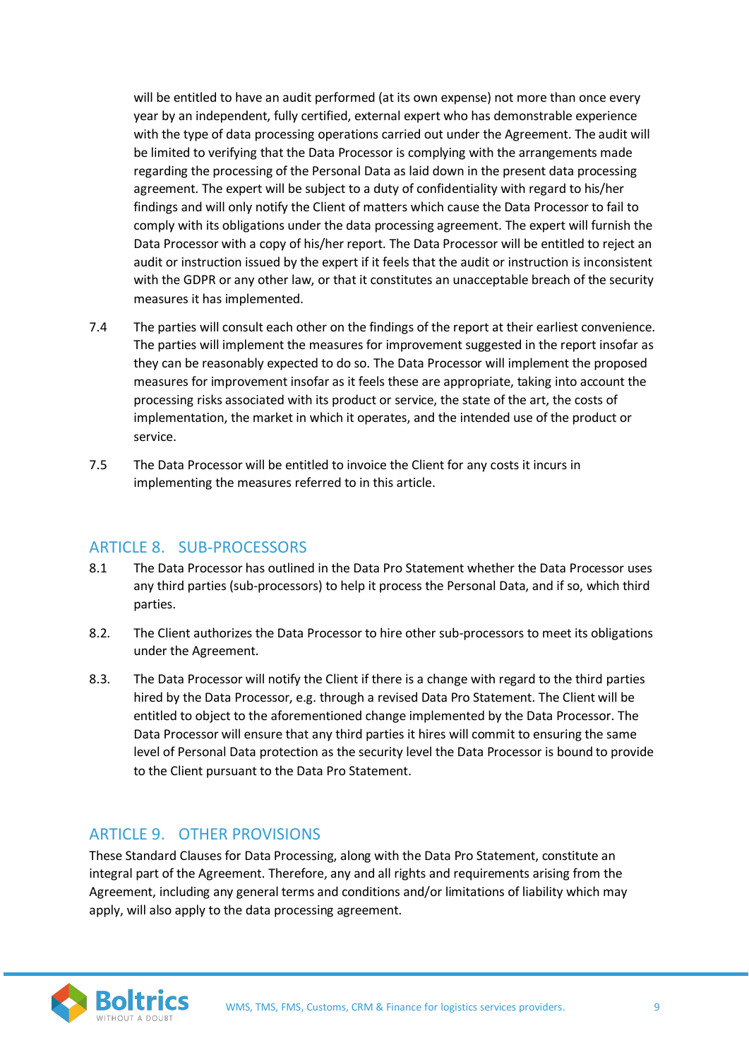will be entitled to have an audit performed (at its own expense) not more than once every year by an independent, fully certified, external expert who has demonstrable experience with the type of data processing operations carried out under the Agreement. The audit will be limited to verifying that the Data Processor is complying with the arrangements made regarding the processing of the Personal Data as laid down in the present data processing agreement. The expert will be subject to a duty of confidentiality with regard to his/her findings and will only notify the Client of matters which cause the Data Processor to fail to comply with its obligations under the data processing agreement. The expert will furnish the Data Processor with a copy of his/her report. The Data Processor will be entitled to reject an audit or instruction issued by the expert if it feels that the audit or instruction is inconsistent with the GDPR or any other law, or that it constitutes an unacceptable breach of the security measures it has implemented.

7.4 The parties will consult each other on the findings of the report at their earliest convenience. The parties will implement the measures for improvement suggested in the report insofar as they can be reasonably expected to do so. The Data Processor will implement the proposed measures for improvement insofar as it feels these are appropriate, taking into account the processing risks associated with its product or service, the state of the art, the costs of implementation, the market in which it operates, and the intended use of the product or service.

7.5 The Data Processor will be entitled to invoice the Client for any costs it incurs in implementing the measures referred to in this article.

## ARTICLE 8. SUB-PROCESSORS

8.1 The Data Processor has outlined in the Data Pro Statement whether the Data Processor uses any third parties (sub-processors) to help it process the Personal Data, and if so, which third parties.

8.2. The Client authorizes the Data Processor to hire other sub-processors to meet its obligations under the Agreement.

8.3. The Data Processor will notify the Client if there is a change with regard to the third parties hired by the Data Processor, e.g. through a revised Data Pro Statement. The Client will be entitled to object to the aforementioned change implemented by the Data Processor. The Data Processor will ensure that any third parties it hires will commit to ensuring the same level of Personal Data protection as the security level the Data Processor is bound to provide to the Client pursuant to the Data Pro Statement.

## ARTICLE 9. OTHER PROVISIONS

These Standard Clauses for Data Processing, along with the Data Pro Statement, constitute an integral part of the Agreement. Therefore, any and all rights and requirements arising from the Agreement, including any general terms and conditions and/or limitations of liability which may apply, will also apply to the data processing agreement.